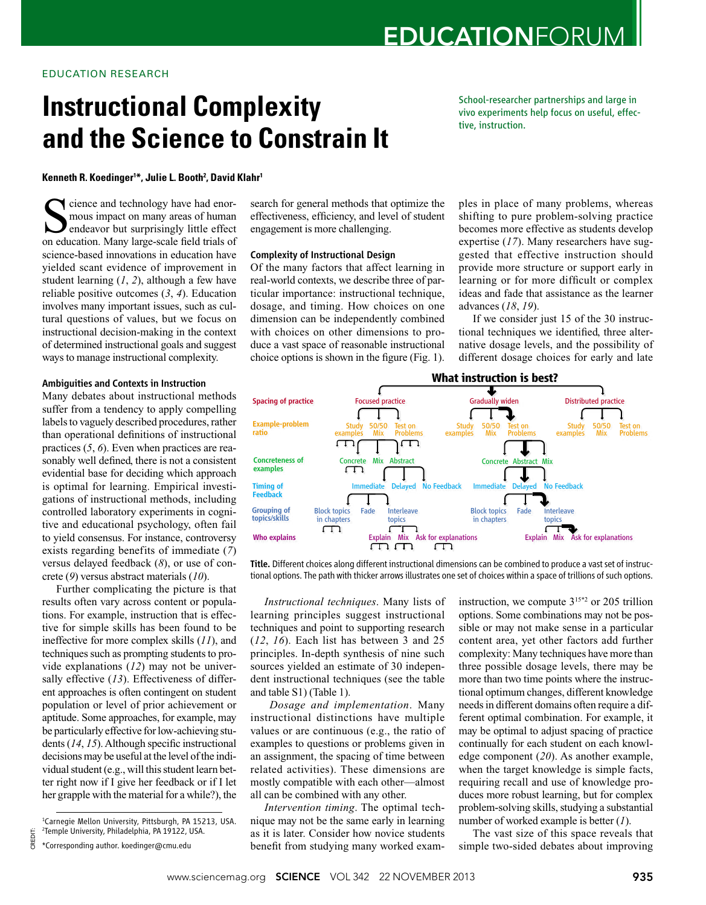EDUCATION RESEARCH

# Instructional Complexity and the Science to Constrain It

School-researcher partnerships and large in vivo experiments help focus on useful, effective, instruction.

**Kenneth R. Koedinger[1]*, Julie L. Booth[2], David Klahr[1]**

Science and technology have had enormous impact on many areas of human endeavor but surprisingly little effect on education. Many large-scale field trials of science-based innovations in education have yielded scant evidence of improvement in student learning (*1*, *2*), although a few have reliable positive outcomes (*3*, *4*). Education involves many important issues, such as cultural questions of values, but we focus on instructional decision-making in the context of determined instructional goals and suggest ways to manage instructional complexity.

### Ambiguities and Contexts in Instruction

Many debates about instructional methods suffer from a tendency to apply compelling labels to vaguely described procedures, rather than operational definitions of instructional practices (*5*, *6*). Even when practices are reasonably well defined, there is not a consistent evidential base for deciding which approach is optimal for learning. Empirical investigations of instructional methods, including controlled laboratory experiments in cognitive and educational psychology, often fail to yield consensus. For instance, controversy exists regarding benefits of immediate (*7*) versus delayed feedback (*8*), or use of concrete (*9*) versus abstract materials (*10*).

Further complicating the picture is that results often vary across content or populations. For example, instruction that is effective for simple skills has been found to be ineffective for more complex skills (*11*), and techniques such as prompting students to provide explanations (*12*) may not be universally effective (*13*). Effectiveness of different approaches is often contingent on student population or level of prior achievement or aptitude. Some approaches, for example, may be particularly effective for low-achieving students (*14*, *15*). Although specific instructional decisions may be useful at the level of the individual student (e.g., will this student learn better right now if I give her feedback or if I let her grapple with the material for a while?), the search for general methods that optimize the effectiveness, efficiency, and level of student engagement is more challenging.

### Complexity of Instructional Design

Of the many factors that affect learning in real-world contexts, we describe three of particular importance: instructional technique, dosage, and timing. How choices on one dimension can be independently combined with choices on other dimensions to produce a vast space of reasonable instructional choice options is shown in the figure (Fig. 1).

*Instructional techniques*. Many lists of learning principles suggest instructional techniques and point to supporting research (*12*, *16*). Each list has between 3 and 25 principles. In-depth synthesis of nine such sources yielded an estimate of 30 independent instructional techniques (see the table and table S1) (Table 1).

*Dosage and implementation*. Many instructional distinctions have multiple values or are continuous (e.g., the ratio of examples to questions or problems given in an assignment, the spacing of time between related activities). These dimensions are mostly compatible with each other—almost all can be combined with any other.

*Intervention timing*. The optimal technique may not be the same early in learning as it is later. Consider how novice students benefit from studying many worked examples in place of many problems, whereas shifting to pure problem-solving practice becomes more effective as students develop expertise (*17*). Many researchers have suggested that effective instruction should provide more structure or support early in learning or for more difficult or complex ideas and fade that assistance as the learner advances (*18*, *19*).

If we consider just 15 of the 30 instructional techniques we identified, three alternative dosage levels, and the possibility of different dosage choices for early and late instruction, we compute $3^{15*2}$ or 205 trillion options. Some combinations may not be possible or may not make sense in a particular content area, yet other factors add further complexity: Many techniques have more than three possible dosage levels, there may be more than two time points where the instructional optimum changes, different knowledge needs in different domains often require a different optimal combination. For example, it may be optimal to adjust spacing of practice continually for each student on each knowledge component (*20*). As another example, when the target knowledge is simple facts, requiring recall and use of knowledge produces more robust learning, but for complex problem-solving skills, studying a substantial number of worked example is better (*1*).

The vast size of this space reveals that simple two-sided debates about improving

**What instruction is best?**

Spacing of practice: Focused practice | Gradually widen | Distributed practice

Example-problem ratio: Study examples | 50/50 Mix | Test on Problems

Concreteness of examples: Concrete | Mix | Abstract

Timing of Feedback: Immediate | Delayed | No Feedback

Grouping of topics/skills: Block topics in chapters | Fade | Interleave topics

Who explains: Explain | Mix | Ask for explanations

**Title.** Different choices along different instructional dimensions can be combined to produce a vast set of instructional options. The path with thicker arrows illustrates one set of choices within a space of trillions of such options.

[1]Carnegie Mellon University, Pittsburgh, PA 15213, USA. [2]Temple University, Philadelphia, PA 19122, USA.

*Corresponding author. koedinger@cmu.edu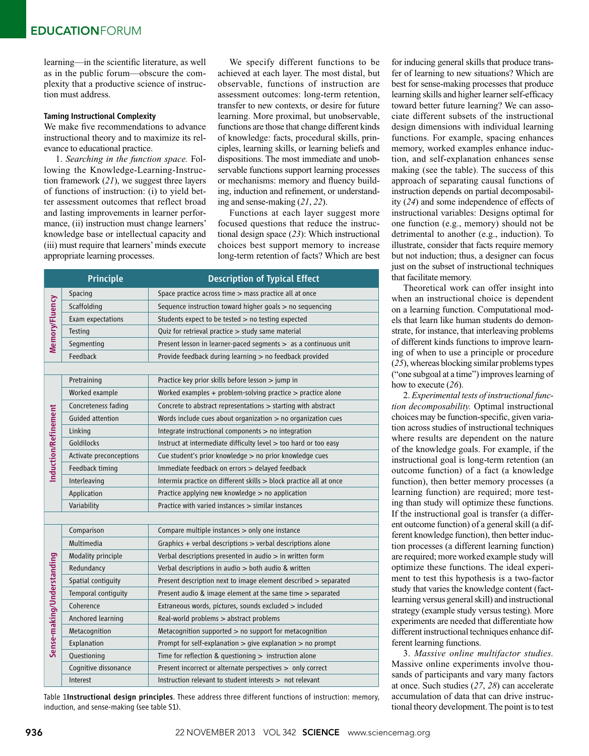learning—in the scientific literature, as well as in the public forum—obscure the complexity that a productive science of instruction must address.

### Taming Instructional Complexity

We make five recommendations to advance instructional theory and to maximize its relevance to educational practice.

1. *Searching in the function space.* Following the Knowledge-Learning-Instruction framework (*21*), we suggest three layers of functions of instruction: (i) to yield better assessment outcomes that reflect broad and lasting improvements in learner performance, (ii) instruction must change learners' knowledge base or intellectual capacity and (iii) must require that learners' minds execute appropriate learning processes.

We specify different functions to be achieved at each layer. The most distal, but observable, functions of instruction are assessment outcomes: long-term retention, transfer to new contexts, or desire for future learning. More proximal, but unobservable, functions are those that change different kinds of knowledge: facts, procedural skills, principles, learning skills, or learning beliefs and dispositions. The most immediate and unobservable functions support learning processes or mechanisms: memory and fluency building, induction and refinement, or understanding and sense-making (*21*, *22*).

Functions at each layer suggest more focused questions that reduce the instructional design space (*23*): Which instructional choices best support memory to increase long-term retention of facts? Which are best for inducing general skills that produce transfer of learning to new situations? Which are best for sense-making processes that produce learning skills and higher learner self-efficacy toward better future learning? We can associate different subsets of the instructional design dimensions with individual learning functions. For example, spacing enhances memory, worked examples enhance induction, and self-explanation enhances sense making (see the table). The success of this approach of separating causal functions of instruction depends on partial decomposability (*24*) and some independence of effects of instructional variables: Designs optimal for one function (e.g., memory) should not be detrimental to another (e.g., induction). To illustrate, consider that facts require memory but not induction; thus, a designer can focus just on the subset of instructional techniques that facilitate memory.

| | Principle | Description of Typical Effect |
|---|---|---|
| Memory/Fluency | Spacing | Space practice across time > mass practice all at once |
| | Scaffolding | Sequence instruction toward higher goals > no sequencing |
| | Exam expectations | Students expect to be tested > no testing expected |
| | Testing | Quiz for retrieval practice > study same material |
| | Segmenting | Present lesson in learner-paced segments > as a continuous unit |
| | Feedback | Provide feedback during learning > no feedback provided |
| Induction/Refinement | Pretraining | Practice key prior skills before lesson > jump in |
| | Worked example | Worked examples + problem-solving practice > practice alone |
| | Concreteness fading | Concrete to abstract representations > starting with abstract |
| | Guided attention | Words include cues about organization > no organization cues |
| | Linking | Integrate instructional components > no integration |
| | Goldilocks | Instruct at intermediate difficulty level > too hard or too easy |
| | Activate preconceptions | Cue student's prior knowledge > no prior knowledge cues |
| | Feedback timing | Immediate feedback on errors > delayed feedback |
| | Interleaving | Intermix practice on different skills > block practice all at once |
| | Application | Practice applying new knowledge > no application |
| | Variability | Practice with varied instances > similar instances |
| Sense-making/Understanding | Comparison | Compare multiple instances > only one instance |
| | Multimedia | Graphics + verbal descriptions > verbal descriptions alone |
| | Modality principle | Verbal descriptions presented in audio > in written form |
| | Redundancy | Verbal descriptions in audio > both audio & written |
| | Spatial contiguity | Present description next to image element described > separated |
| | Temporal contiguity | Present audio & image element at the same time > separated |
| | Coherence | Extraneous words, pictures, sounds excluded > included |
| | Anchored learning | Real-world problems > abstract problems |
| | Metacognition | Metacognition supported > no support for metacognition |
| | Explanation | Prompt for self-explanation > give explanation > no prompt |
| | Questioning | Time for reflection & questioning > instruction alone |
| | Cognitive dissonance | Present incorrect or alternate perspectives > only correct |
| | Interest | Instruction relevant to student interests > not relevant |

Table 1 **Instructional design principles**. These address three different functions of instruction: memory, induction, and sense-making (see table S1).

Theoretical work can offer insight into when an instructional choice is dependent on a learning function. Computational models that learn like human students do demonstrate, for instance, that interleaving problems of different kinds of functions to improve learning of when to use a principle or procedure (*25*), whereas blocking similar problems types ("one subgoal at a time") improves learning of how to execute (*26*).

2. *Experimental tests of instructional function decomposability.* Optimal instructional choices may be function-specific, given variation across studies of instructional techniques where results are dependent on the nature of the knowledge goals. For example, if the instructional goal is long-term retention (an outcome function) of a fact (a knowledge function), then better memory processes (a learning function) are required; more testing than study will optimize these functions. If the instructional goal is transfer (a different outcome function) of a general skill (a different knowledge function), then better induction processes (a different learning function) are required; more worked example study will optimize these functions. The ideal experiment to test this hypothesis is a two-factor study that varies the knowledge content (fact-learning versus general skill) and instructional strategy (example study versus testing). More experiments are needed that differentiate how different instructional techniques enhance different learning functions.

3. *Massive online multifactor studies.* Massive online experiments involve thousands of participants and vary many factors at once. Such studies (*27*, *28*) can accelerate accumulation of data that can drive instructional theory development. The point is to test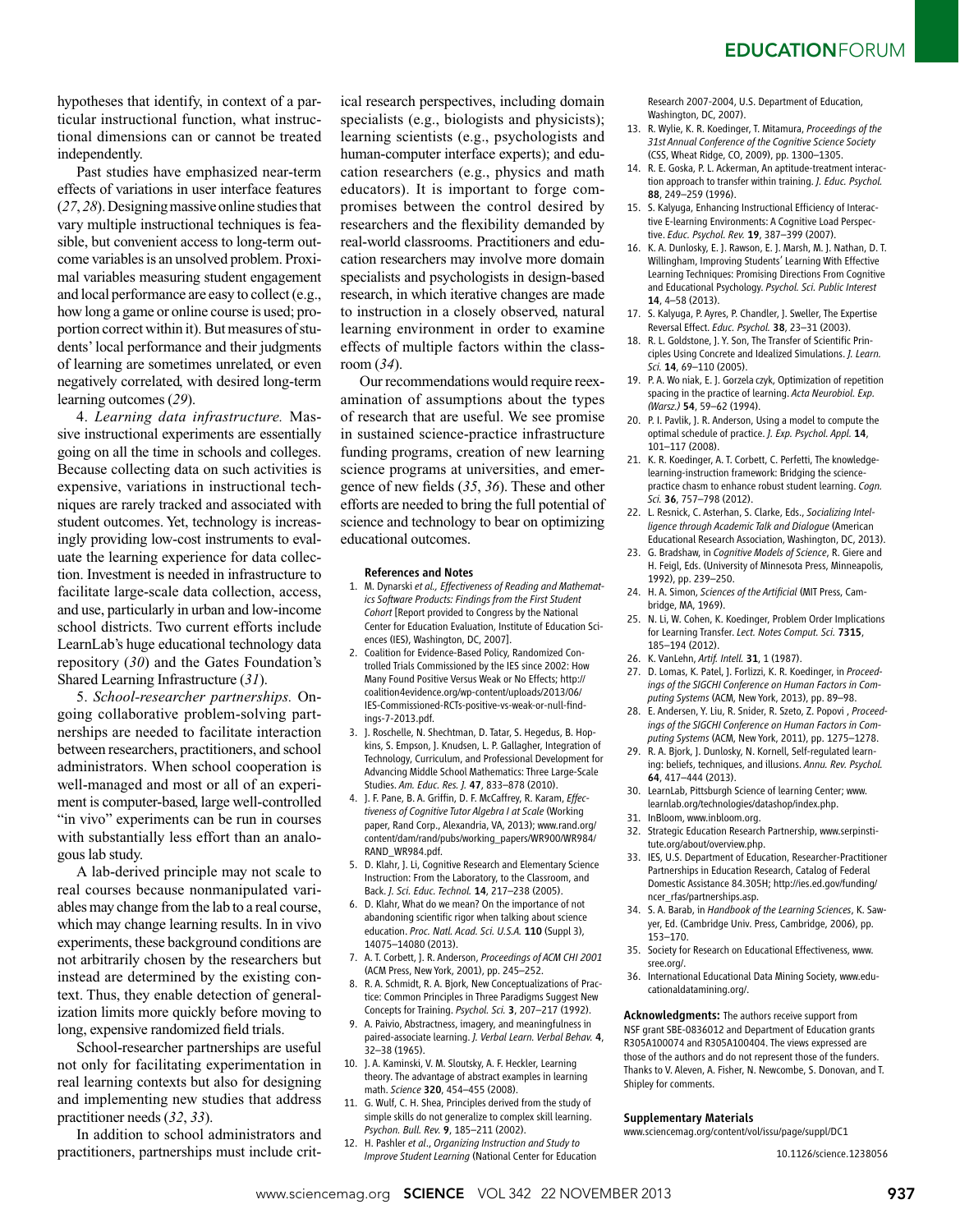hypotheses that identify, in context of a particular instructional function, what instructional dimensions can or cannot be treated independently.

Past studies have emphasized near-term effects of variations in user interface features (*27*, *28*). Designing massive online studies that vary multiple instructional techniques is feasible, but convenient access to long-term outcome variables is an unsolved problem. Proximal variables measuring student engagement and local performance are easy to collect (e.g., how long a game or online course is used; proportion correct within it). But measures of students' local performance and their judgments of learning are sometimes unrelated, or even negatively correlated, with desired long-term learning outcomes (*29*).

4. *Learning data infrastructure.* Massive instructional experiments are essentially going on all the time in schools and colleges. Because collecting data on such activities is expensive, variations in instructional techniques are rarely tracked and associated with student outcomes. Yet, technology is increasingly providing low-cost instruments to evaluate the learning experience for data collection. Investment is needed in infrastructure to facilitate large-scale data collection, access, and use, particularly in urban and low-income school districts. Two current efforts include LearnLab's huge educational technology data repository (*30*) and the Gates Foundation's Shared Learning Infrastructure (*31*).

5. *School-researcher partnerships.* Ongoing collaborative problem-solving partnerships are needed to facilitate interaction between researchers, practitioners, and school administrators. When school cooperation is well-managed and most or all of an experiment is computer-based, large well-controlled "in vivo" experiments can be run in courses with substantially less effort than an analogous lab study.

A lab-derived principle may not scale to real courses because nonmanipulated variables may change from the lab to a real course, which may change learning results. In in vivo experiments, these background conditions are not arbitrarily chosen by the researchers but instead are determined by the existing context. Thus, they enable detection of generalization limits more quickly before moving to long, expensive randomized field trials.

School-researcher partnerships are useful not only for facilitating experimentation in real learning contexts but also for designing and implementing new studies that address practitioner needs (*32*, *33*).

In addition to school administrators and practitioners, partnerships must include critical research perspectives, including domain specialists (e.g., biologists and physicists); learning scientists (e.g., psychologists and human-computer interface experts); and education researchers (e.g., physics and math educators). It is important to forge compromises between the control desired by researchers and the flexibility demanded by real-world classrooms. Practitioners and education researchers may involve more domain specialists and psychologists in design-based research, in which iterative changes are made to instruction in a closely observed, natural learning environment in order to examine effects of multiple factors within the classroom (*34*).

Our recommendations would require reexamination of assumptions about the types of research that are useful. We see promise in sustained science-practice infrastructure funding programs, creation of new learning science programs at universities, and emergence of new fields (*35*, *36*). These and other efforts are needed to bring the full potential of science and technology to bear on optimizing educational outcomes.

#### References and Notes

1. M. Dynarski *et al.*, *Effectiveness of Reading and Mathematics Software Products: Findings from the First Student Cohort* [Report provided to Congress by the National Center for Education Evaluation, Institute of Education Sciences (IES), Washington, DC, 2007].
2. Coalition for Evidence-Based Policy, Randomized Controlled Trials Commissioned by the IES since 2002: How Many Found Positive Versus Weak or No Effects; http://coalition4evidence.org/wp-content/uploads/2013/06/IES-Commissioned-RCTs-positive-vs-weak-or-null-findings-7-2013.pdf.
3. J. Roschelle, N. Shechtman, D. Tatar, S. Hegedus, B. Hopkins, S. Empson, J. Knudsen, L. P. Gallagher, Integration of Technology, Curriculum, and Professional Development for Advancing Middle School Mathematics: Three Large-Scale Studies. *Am. Educ. Res. J.* **47**, 833–878 (2010).
4. J. F. Pane, B. A. Griffin, D. F. McCaffrey, R. Karam, *Effectiveness of Cognitive Tutor Algebra I at Scale* (Working paper, Rand Corp., Alexandria, VA, 2013); www.rand.org/content/dam/rand/pubs/working_papers/WR900/WR984/RAND_WR984.pdf.
5. D. Klahr, J. Li, Cognitive Research and Elementary Science Instruction: From the Laboratory, to the Classroom, and Back. *J. Sci. Educ. Technol.* **14**, 217–238 (2005).
6. D. Klahr, What do we mean? On the importance of not abandoning scientific rigor when talking about science education. *Proc. Natl. Acad. Sci. U.S.A.* **110** (Suppl 3), 14075–14080 (2013).
7. A. T. Corbett, J. R. Anderson, *Proceedings of ACM CHI 2001* (ACM Press, New York, 2001), pp. 245–252.
8. R. A. Schmidt, R. A. Bjork, New Conceptualizations of Practice: Common Principles in Three Paradigms Suggest New Concepts for Training. *Psychol. Sci.* **3**, 207–217 (1992).
9. A. Paivio, Abstractness, imagery, and meaningfulness in paired-associate learning. *J. Verbal Learn. Verbal Behav.* **4**, 32–38 (1965).
10. J. A. Kaminski, V. M. Sloutsky, A. F. Heckler, Learning theory. The advantage of abstract examples in learning math. *Science* **320**, 454–455 (2008).
11. G. Wulf, C. H. Shea, Principles derived from the study of simple skills do not generalize to complex skill learning. *Psychon. Bull. Rev.* **9**, 185–211 (2002).
12. H. Pashler *et al.*, *Organizing Instruction and Study to Improve Student Learning* (National Center for Education Research 2007-2004, U.S. Department of Education, Washington, DC, 2007).
13. R. Wylie, K. R. Koedinger, T. Mitamura, *Proceedings of the 31st Annual Conference of the Cognitive Science Society* (CSS, Wheat Ridge, CO, 2009), pp. 1300–1305.
14. R. E. Goska, P. L. Ackerman, An aptitude-treatment interaction approach to transfer within training. *J. Educ. Psychol.* **88**, 249–259 (1996).
15. S. Kalyuga, Enhancing Instructional Efficiency of Interactive E-learning Environments: A Cognitive Load Perspective. *Educ. Psychol. Rev.* **19**, 387–399 (2007).
16. K. A. Dunlosky, E. J. Rawson, E. J. Marsh, M. J. Nathan, D. T. Willingham, Improving Students' Learning With Effective Learning Techniques: Promising Directions From Cognitive and Educational Psychology. *Psychol. Sci. Public Interest* **14**, 4–58 (2013).
17. S. Kalyuga, P. Ayres, P. Chandler, J. Sweller, The Expertise Reversal Effect. *Educ. Psychol.* **38**, 23–31 (2003).
18. R. L. Goldstone, J. Y. Son, The Transfer of Scientific Principles Using Concrete and Idealized Simulations. *J. Learn. Sci.* **14**, 69–110 (2005).
19. P. A. Wo niak, E. J. Gorzela czyk, Optimization of repetition spacing in the practice of learning. *Acta Neurobiol. Exp. (Warsz.)* **54**, 59–62 (1994).
20. P. I. Pavlik, J. R. Anderson, Using a model to compute the optimal schedule of practice. *J. Exp. Psychol. Appl.* **14**, 101–117 (2008).
21. K. R. Koedinger, A. T. Corbett, C. Perfetti, The knowledge-learning-instruction framework: Bridging the science-practice chasm to enhance robust student learning. *Cogn. Sci.* **36**, 757–798 (2012).
22. L. Resnick, C. Asterhan, S. Clarke, Eds., *Socializing Intelligence through Academic Talk and Dialogue* (American Educational Research Association, Washington, DC, 2013).
23. G. Bradshaw, in *Cognitive Models of Science*, R. Giere and H. Feigl, Eds. (University of Minnesota Press, Minneapolis, 1992), pp. 239–250.
24. H. A. Simon, *Sciences of the Artificial* (MIT Press, Cambridge, MA, 1969).
25. N. Li, W. Cohen, K. Koedinger, Problem Order Implications for Learning Transfer. *Lect. Notes Comput. Sci.* **7315**, 185–194 (2012).
26. K. VanLehn, *Artif. Intell.* **31**, 1 (1987).
27. D. Lomas, K. Patel, J. Forlizzi, K. R. Koedinger, in *Proceedings of the SIGCHI Conference on Human Factors in Computing Systems* (ACM, New York, 2013), pp. 89–98.
28. E. Andersen, Y. Liu, R. Snider, R. Szeto, Z. Popovi , *Proceedings of the SIGCHI Conference on Human Factors in Computing Systems* (ACM, New York, 2011), pp. 1275–1278.
29. R. A. Bjork, J. Dunlosky, N. Kornell, Self-regulated learning: beliefs, techniques, and illusions. *Annu. Rev. Psychol.* **64**, 417–444 (2013).
30. LearnLab, Pittsburgh Science of learning Center; www.learnlab.org/technologies/datashop/index.php.
31. InBloom, www.inbloom.org.
32. Strategic Education Research Partnership, www.serpinstitute.org/about/overview.php.
33. IES, U.S. Department of Education, Researcher-Practitioner Partnerships in Education Research, Catalog of Federal Domestic Assistance 84.305H; http://ies.ed.gov/funding/ncer_rfas/partnerships.asp.
34. S. A. Barab, in *Handbook of the Learning Sciences*, K. Sawyer, Ed. (Cambridge Univ. Press, Cambridge, 2006), pp. 153–170.
35. Society for Research on Educational Effectiveness, www.sree.org/.
36. International Educational Data Mining Society, www.educationaldatamining.org/.

**Acknowledgments:** The authors receive support from NSF grant SBE-0836012 and Department of Education grants R305A100074 and R305A100404. The views expressed are those of the authors and do not represent those of the funders. Thanks to V. Aleven, A. Fisher, N. Newcombe, S. Donovan, and T. Shipley for comments.

#### Supplementary Materials

www.sciencemag.org/content/vol/issu/page/suppl/DC1

10.1126/science.1238056